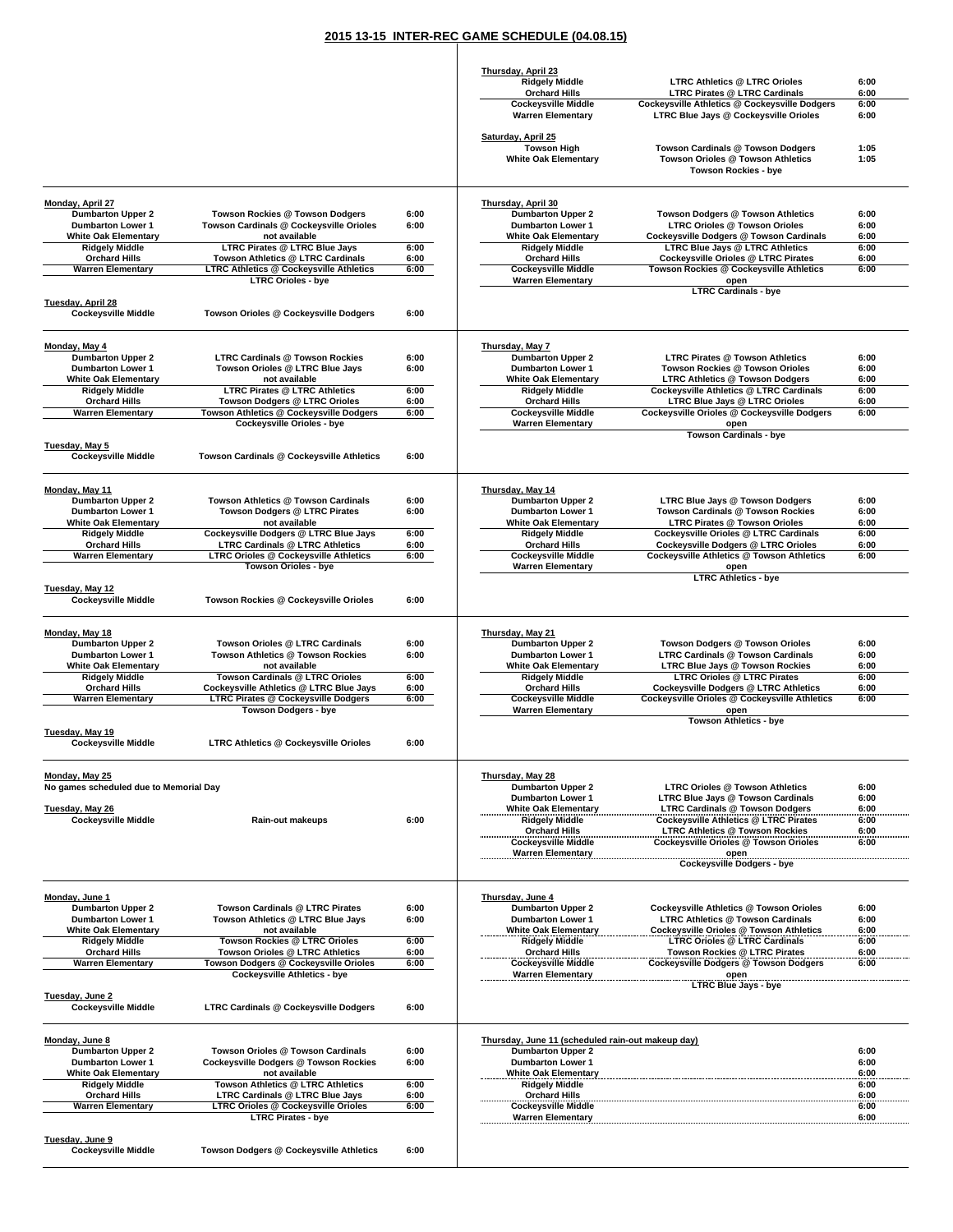# 2015 13-15 INTER-REC GAME SCHEDULE (04.08.15)

**Thursday, April 23**

| Location | Game | Time |
|---|---|---|
| Ridgely Middle | LTRC Athletics @ LTRC Orioles | 6:00 |
| Orchard Hills | LTRC Pirates @ LTRC Cardinals | 6:00 |
| Cockeysville Middle | Cockeysville Athletics @ Cockeysville Dodgers | 6:00 |
| Warren Elementary | LTRC Blue Jays @ Cockeysville Orioles | 6:00 |

**Saturday, April 25**

| Location | Game | Time |
|---|---|---|
| Towson High | Towson Cardinals @ Towson Dodgers | 1:05 |
| White Oak Elementary | Towson Orioles @ Towson Athletics | 1:05 |
| | Towson Rockies - bye | |

**Monday, April 27**

| Location | Game | Time |
|---|---|---|
| Dumbarton Upper 2 | Towson Rockies @ Towson Dodgers | 6:00 |
| Dumbarton Lower 1 | Towson Cardinals @ Cockeysville Orioles | 6:00 |
| White Oak Elementary | not available | |
| Ridgely Middle | LTRC Pirates @ LTRC Blue Jays | 6:00 |
| Orchard Hills | Towson Athletics @ LTRC Cardinals | 6:00 |
| Warren Elementary | LTRC Athletics @ Cockeysville Athletics | 6:00 |
| | LTRC Orioles - bye | |

**Tuesday, April 28**

| Location | Game | Time |
|---|---|---|
| Cockeysville Middle | Towson Orioles @ Cockeysville Dodgers | 6:00 |

**Thursday, April 30**

| Location | Game | Time |
|---|---|---|
| Dumbarton Upper 2 | Towson Dodgers @ Towson Athletics | 6:00 |
| Dumbarton Lower 1 | LTRC Orioles @ Towson Orioles | 6:00 |
| White Oak Elementary | Cockeysville Dodgers @ Towson Cardinals | 6:00 |
| Ridgely Middle | LTRC Blue Jays @ LTRC Athletics | 6:00 |
| Orchard Hills | Cockeysville Orioles @ LTRC Pirates | 6:00 |
| Cockeysville Middle | Towson Rockies @ Cockeysville Athletics | 6:00 |
| Warren Elementary | open | |
| | LTRC Cardinals - bye | |

**Monday, May 4**

| Location | Game | Time |
|---|---|---|
| Dumbarton Upper 2 | LTRC Cardinals @ Towson Rockies | 6:00 |
| Dumbarton Lower 1 | Towson Orioles @ LTRC Blue Jays | 6:00 |
| White Oak Elementary | not available | |
| Ridgely Middle | LTRC Pirates @ LTRC Athletics | 6:00 |
| Orchard Hills | Towson Dodgers @ LTRC Orioles | 6:00 |
| Warren Elementary | Towson Athletics @ Cockeysville Dodgers | 6:00 |
| | Cockeysville Orioles - bye | |

**Tuesday, May 5**

| Location | Game | Time |
|---|---|---|
| Cockeysville Middle | Towson Cardinals @ Cockeysville Athletics | 6:00 |

**Thursday, May 7**

| Location | Game | Time |
|---|---|---|
| Dumbarton Upper 2 | LTRC Pirates @ Towson Athletics | 6:00 |
| Dumbarton Lower 1 | Towson Rockies @ Towson Orioles | 6:00 |
| White Oak Elementary | LTRC Athletics @ Towson Dodgers | 6:00 |
| Ridgely Middle | Cockeysville Athletics @ LTRC Cardinals | 6:00 |
| Orchard Hills | LTRC Blue Jays @ LTRC Orioles | 6:00 |
| Cockeysville Middle | Cockeysville Orioles @ Cockeysville Dodgers | 6:00 |
| Warren Elementary | open | |
| | Towson Cardinals - bye | |

**Monday, May 11**

| Location | Game | Time |
|---|---|---|
| Dumbarton Upper 2 | Towson Athletics @ Towson Cardinals | 6:00 |
| Dumbarton Lower 1 | Towson Dodgers @ LTRC Pirates | 6:00 |
| White Oak Elementary | not available | |
| Ridgely Middle | Cockeysville Dodgers @ LTRC Blue Jays | 6:00 |
| Orchard Hills | LTRC Cardinals @ LTRC Athletics | 6:00 |
| Warren Elementary | LTRC Orioles @ Cockeysville Athletics | 6:00 |
| | Towson Orioles - bye | |

**Tuesday, May 12**

| Location | Game | Time |
|---|---|---|
| Cockeysville Middle | Towson Rockies @ Cockeysville Orioles | 6:00 |

**Thursday, May 14**

| Location | Game | Time |
|---|---|---|
| Dumbarton Upper 2 | LTRC Blue Jays @ Towson Dodgers | 6:00 |
| Dumbarton Lower 1 | Towson Cardinals @ Towson Rockies | 6:00 |
| White Oak Elementary | LTRC Pirates @ Towson Orioles | 6:00 |
| Ridgely Middle | Cockeysville Orioles @ LTRC Cardinals | 6:00 |
| Orchard Hills | Cockeysville Dodgers @ LTRC Orioles | 6:00 |
| Cockeysville Middle | Cockeysville Athletics @ Towson Athletics | 6:00 |
| Warren Elementary | open | |
| | LTRC Athletics - bye | |

**Monday, May 18**

| Location | Game | Time |
|---|---|---|
| Dumbarton Upper 2 | Towson Orioles @ LTRC Cardinals | 6:00 |
| Dumbarton Lower 1 | Towson Athletics @ Towson Rockies | 6:00 |
| White Oak Elementary | not available | |
| Ridgely Middle | Towson Cardinals @ LTRC Orioles | 6:00 |
| Orchard Hills | Cockeysville Athletics @ LTRC Blue Jays | 6:00 |
| Warren Elementary | LTRC Pirates @ Cockeysville Dodgers | 6:00 |
| | Towson Dodgers - bye | |

**Tuesday, May 19**

| Location | Game | Time |
|---|---|---|
| Cockeysville Middle | LTRC Athletics @ Cockeysville Orioles | 6:00 |

**Thursday, May 21**

| Location | Game | Time |
|---|---|---|
| Dumbarton Upper 2 | Towson Dodgers @ Towson Orioles | 6:00 |
| Dumbarton Lower 1 | LTRC Cardinals @ Towson Cardinals | 6:00 |
| White Oak Elementary | LTRC Blue Jays @ Towson Rockies | 6:00 |
| Ridgely Middle | LTRC Orioles @ LTRC Pirates | 6:00 |
| Orchard Hills | Cockeysville Dodgers @ LTRC Athletics | 6:00 |
| Cockeysville Middle | Cockeysville Orioles @ Cockeysville Athletics | 6:00 |
| Warren Elementary | open | |
| | Towson Athletics - bye | |

**Monday, May 25**

No games scheduled due to Memorial Day

**Tuesday, May 26**

| Location | Game | Time |
|---|---|---|
| Cockeysville Middle | Rain-out makeups | 6:00 |

**Thursday, May 28**

| Location | Game | Time |
|---|---|---|
| Dumbarton Upper 2 | LTRC Orioles @ Towson Athletics | 6:00 |
| Dumbarton Lower 1 | LTRC Blue Jays @ Towson Cardinals | 6:00 |
| White Oak Elementary | LTRC Cardinals @ Towson Dodgers | 6:00 |
| Ridgely Middle | Cockeysville Athletics @ LTRC Pirates | 6:00 |
| Orchard Hills | LTRC Athletics @ Towson Rockies | 6:00 |
| Cockeysville Middle | Cockeysville Orioles @ Towson Orioles | 6:00 |
| Warren Elementary | open | |
| | Cockeysville Dodgers - bye | |

**Monday, June 1**

| Location | Game | Time |
|---|---|---|
| Dumbarton Upper 2 | Towson Cardinals @ LTRC Pirates | 6:00 |
| Dumbarton Lower 1 | Towson Athletics @ LTRC Blue Jays | 6:00 |
| White Oak Elementary | not available | |
| Ridgely Middle | Towson Rockies @ LTRC Orioles | 6:00 |
| Orchard Hills | Towson Orioles @ LTRC Athletics | 6:00 |
| Warren Elementary | Towson Dodgers @ Cockeysville Orioles | 6:00 |
| | Cockeysville Athletics - bye | |

**Tuesday, June 2**

| Location | Game | Time |
|---|---|---|
| Cockeysville Middle | LTRC Cardinals @ Cockeysville Dodgers | 6:00 |

**Thursday, June 4**

| Location | Game | Time |
|---|---|---|
| Dumbarton Upper 2 | Cockeysville Athletics @ Towson Orioles | 6:00 |
| Dumbarton Lower 1 | LTRC Athletics @ Towson Cardinals | 6:00 |
| White Oak Elementary | Cockeysville Orioles @ Towson Athletics | 6:00 |
| Ridgely Middle | LTRC Orioles @ LTRC Cardinals | 6:00 |
| Orchard Hills | Towson Rockies @ LTRC Pirates | 6:00 |
| Cockeysville Middle | Cockeysville Dodgers @ Towson Dodgers | 6:00 |
| Warren Elementary | open | |
| | LTRC Blue Jays - bye | |

**Monday, June 8**

| Location | Game | Time |
|---|---|---|
| Dumbarton Upper 2 | Towson Orioles @ Towson Cardinals | 6:00 |
| Dumbarton Lower 1 | Cockeysville Dodgers @ Towson Rockies | 6:00 |
| White Oak Elementary | not available | |
| Ridgely Middle | Towson Athletics @ LTRC Athletics | 6:00 |
| Orchard Hills | LTRC Cardinals @ LTRC Blue Jays | 6:00 |
| Warren Elementary | LTRC Orioles @ Cockeysville Orioles | 6:00 |
| | LTRC Pirates - bye | |

**Tuesday, June 9**

| Location | Game | Time |
|---|---|---|
| Cockeysville Middle | Towson Dodgers @ Cockeysville Athletics | 6:00 |

**Thursday, June 11 (scheduled rain-out makeup day)**

| Location | Game | Time |
|---|---|---|
| Dumbarton Upper 2 | | 6:00 |
| Dumbarton Lower 1 | | 6:00 |
| White Oak Elementary | | 6:00 |
| Ridgely Middle | | 6:00 |
| Orchard Hills | | 6:00 |
| Cockeysville Middle | | 6:00 |
| Warren Elementary | | 6:00 |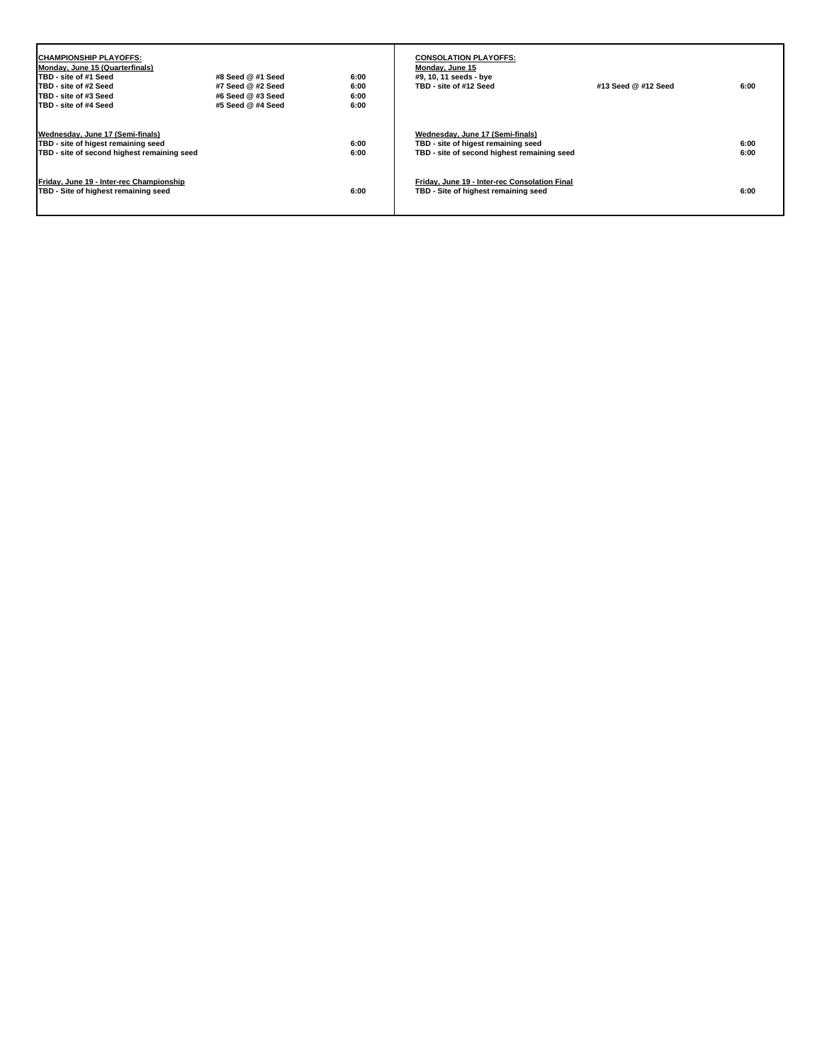**CHAMPIONSHIP PLAYOFFS:**

**Monday, June 15 (Quarterfinals)**

| | | |
|---|---|---|
| TBD - site of #1 Seed | #8 Seed @ #1 Seed | 6:00 |
| TBD - site of #2 Seed | #7 Seed @ #2 Seed | 6:00 |
| TBD - site of #3 Seed | #6 Seed @ #3 Seed | 6:00 |
| TBD - site of #4 Seed | #5 Seed @ #4 Seed | 6:00 |

**Wednesday, June 17 (Semi-finals)**

| | |
|---|---|
| TBD - site of higest remaining seed | 6:00 |
| TBD - site of second highest remaining seed | 6:00 |

**Friday, June 19 - Inter-rec Championship**

| | |
|---|---|
| TBD - Site of highest remaining seed | 6:00 |

**CONSOLATION PLAYOFFS:**

**Monday, June 15**

#9, 10, 11 seeds - bye

| | | |
|---|---|---|
| TBD - site of #12 Seed | #13 Seed @ #12 Seed | 6:00 |

**Wednesday, June 17 (Semi-finals)**

| | |
|---|---|
| TBD - site of higest remaining seed | 6:00 |
| TBD - site of second highest remaining seed | 6:00 |

**Friday, June 19 - Inter-rec Consolation Final**

| | |
|---|---|
| TBD - Site of highest remaining seed | 6:00 |